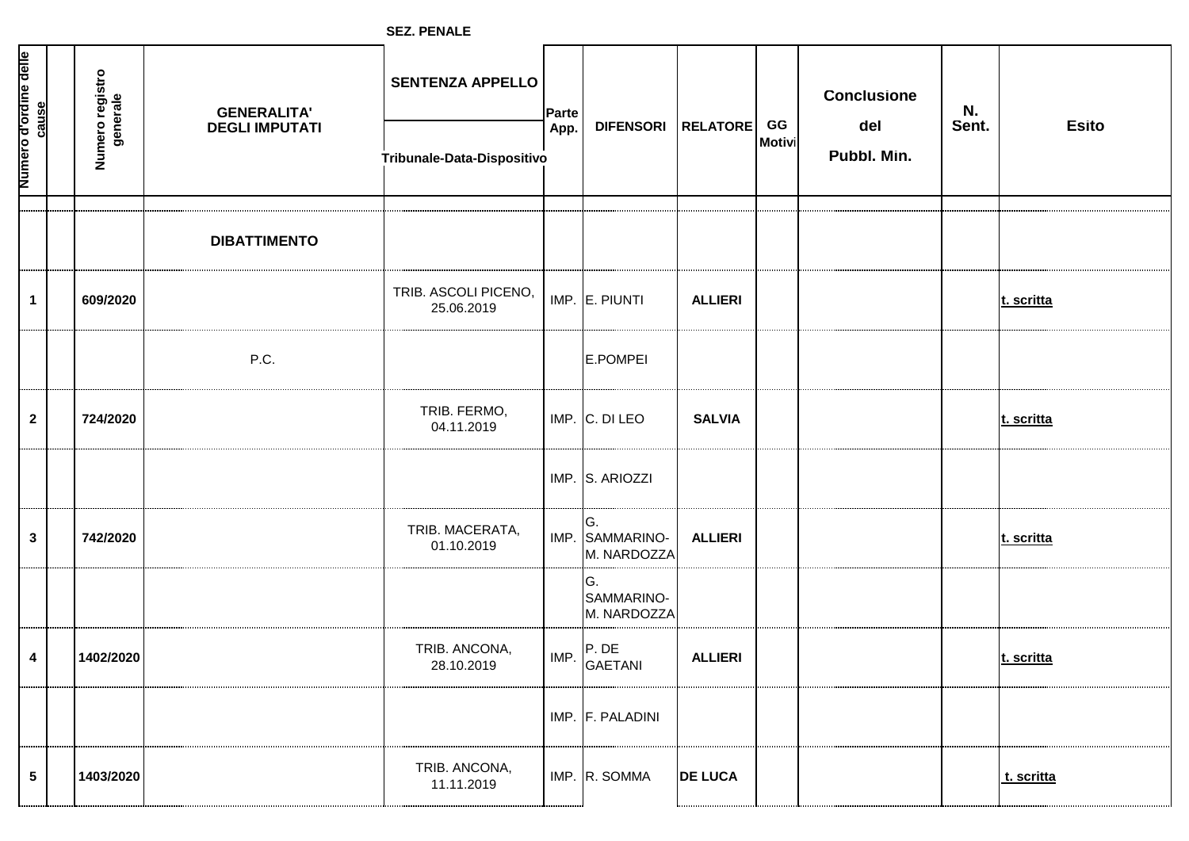**SEZ. PENALE**

| Numero d'ordine delle cause | | Numero registro generale | GENERALITA' DEGLI IMPUTATI | SENTENZA APPELLO Tribunale-Data-Dispositivo | Parte App. | DIFENSORI | RELATORE | GG Motivi | Conclusione del Pubbl. Min. | N. Sent. | Esito |
|---|---|---|---|---|---|---|---|---|---|---|---|
| | | | **DIBATTIMENTO** | | | | | | | | |
| 1 | | 609/2020 | | TRIB. ASCOLI PICENO, 25.06.2019 | IMP. | E. PIUNTI | ALLIERI | | | | t. scritta |
| | | | P.C. | | | E.POMPEI | | | | | |
| 2 | | 724/2020 | | TRIB. FERMO, 04.11.2019 | IMP. | C. DI LEO | SALVIA | | | | t. scritta |
| | | | | | IMP. | S. ARIOZZI | | | | | |
| 3 | | 742/2020 | | TRIB. MACERATA, 01.10.2019 | IMP. | G. SAMMARINO- M. NARDOZZA | ALLIERI | | | | t. scritta |
| | | | | | | G. SAMMARINO- M. NARDOZZA | | | | | |
| 4 | | 1402/2020 | | TRIB. ANCONA, 28.10.2019 | IMP. | P. DE GAETANI | ALLIERI | | | | t. scritta |
| | | | | | IMP. | F. PALADINI | | | | | |
| 5 | | 1403/2020 | | TRIB. ANCONA, 11.11.2019 | IMP. | R. SOMMA | DE LUCA | | | | t. scritta |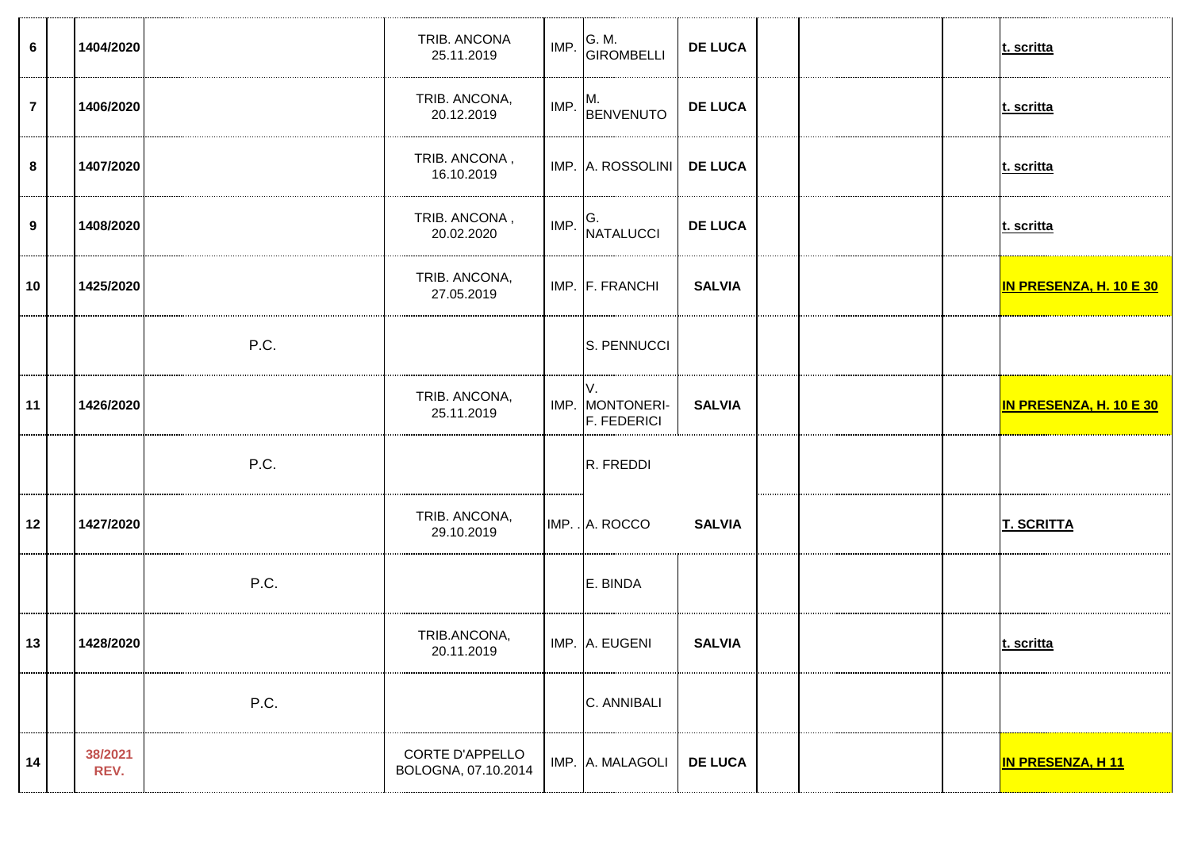| | | | | | | | | | | | |
|---|---|---|---|---|---|---|---|---|---|---|---|
| **6** | | **1404/2020** | | TRIB. ANCONA 25.11.2019 | IMP. | G. M. GIROMBELLI | **DE LUCA** | | | | **t. scritta** |
| **7** | | **1406/2020** | | TRIB. ANCONA, 20.12.2019 | IMP. | M. BENVENUTO | **DE LUCA** | | | | **t. scritta** |
| **8** | | **1407/2020** | | TRIB. ANCONA , 16.10.2019 | IMP. | A. ROSSOLINI | **DE LUCA** | | | | **t. scritta** |
| **9** | | **1408/2020** | | TRIB. ANCONA , 20.02.2020 | IMP. | G. NATALUCCI | **DE LUCA** | | | | **t. scritta** |
| **10** | | **1425/2020** | | TRIB. ANCONA, 27.05.2019 | IMP. | F. FRANCHI | **SALVIA** | | | | **IN PRESENZA, H. 10 E 30** |
| | | | P.C. | | | S. PENNUCCI | | | | | |
| **11** | | **1426/2020** | | TRIB. ANCONA, 25.11.2019 | IMP. | V. MONTONERI-F. FEDERICI | **SALVIA** | | | | **IN PRESENZA, H. 10 E 30** |
| | | | P.C. | | | R. FREDDI | | | | | |
| **12** | | **1427/2020** | | TRIB. ANCONA, 29.10.2019 | IMP. . | A. ROCCO | **SALVIA** | | | | **T. SCRITTA** |
| | | | P.C. | | | E. BINDA | | | | | |
| **13** | | **1428/2020** | | TRIB.ANCONA, 20.11.2019 | IMP. | A. EUGENI | **SALVIA** | | | | **t. scritta** |
| | | | P.C. | | | C. ANNIBALI | | | | | |
| **14** | | **38/2021 REV.** | | CORTE D'APPELLO BOLOGNA, 07.10.2014 | IMP. | A. MALAGOLI | **DE LUCA** | | | | **IN PRESENZA, H 11** |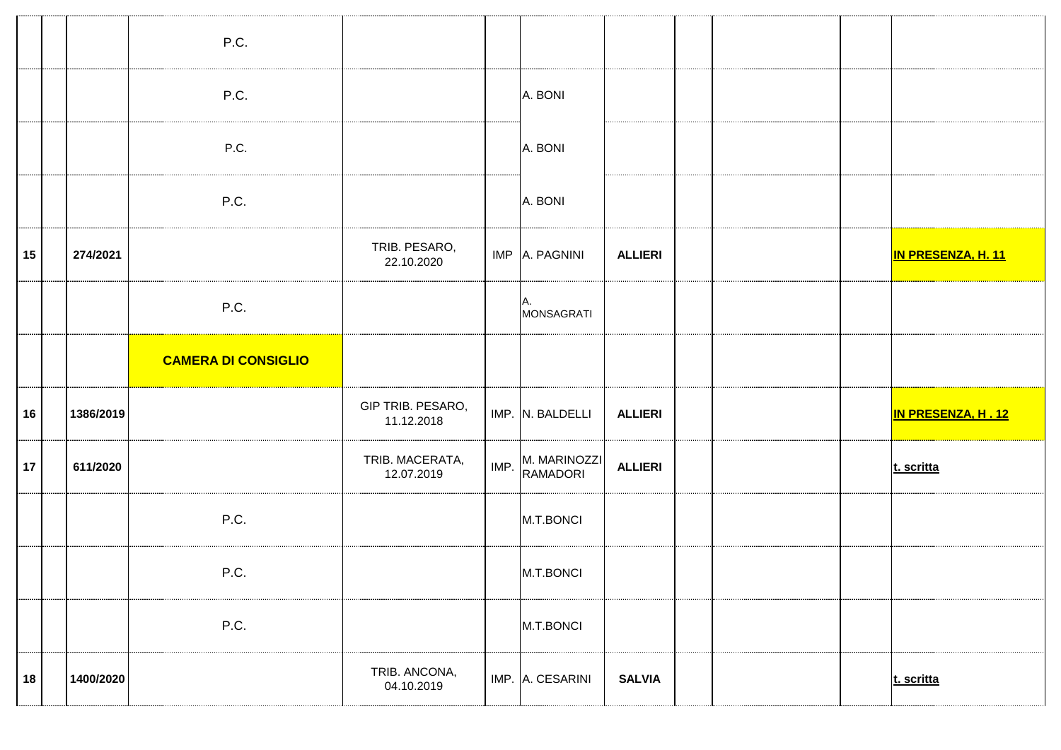| | | | | | | | | | | | |
|---|---|---|---|---|---|---|---|---|---|---|---|
| | | | P.C. | | | | | | | | |
| | | | P.C. | | | A. BONI | | | | | |
| | | | P.C. | | | A. BONI | | | | | |
| | | | P.C. | | | A. BONI | | | | | |
| 15 | | 274/2021 | | TRIB. PESARO, 22.10.2020 | IMP | A. PAGNINI | **ALLIERI** | | | | **IN PRESENZA, H. 11** |
| | | | P.C. | | | A. MONSAGRATI | | | | | |
| | | | **CAMERA DI CONSIGLIO** | | | | | | | | |
| 16 | | 1386/2019 | | GIP TRIB. PESARO, 11.12.2018 | IMP. | N. BALDELLI | **ALLIERI** | | | | **IN PRESENZA, H . 12** |
| 17 | | 611/2020 | | TRIB. MACERATA, 12.07.2019 | IMP. | M. MARINOZZI RAMADORI | **ALLIERI** | | | | **t. scritta** |
| | | | P.C. | | | M.T.BONCI | | | | | |
| | | | P.C. | | | M.T.BONCI | | | | | |
| | | | P.C. | | | M.T.BONCI | | | | | |
| 18 | | 1400/2020 | | TRIB. ANCONA, 04.10.2019 | IMP. | A. CESARINI | **SALVIA** | | | | **t. scritta** |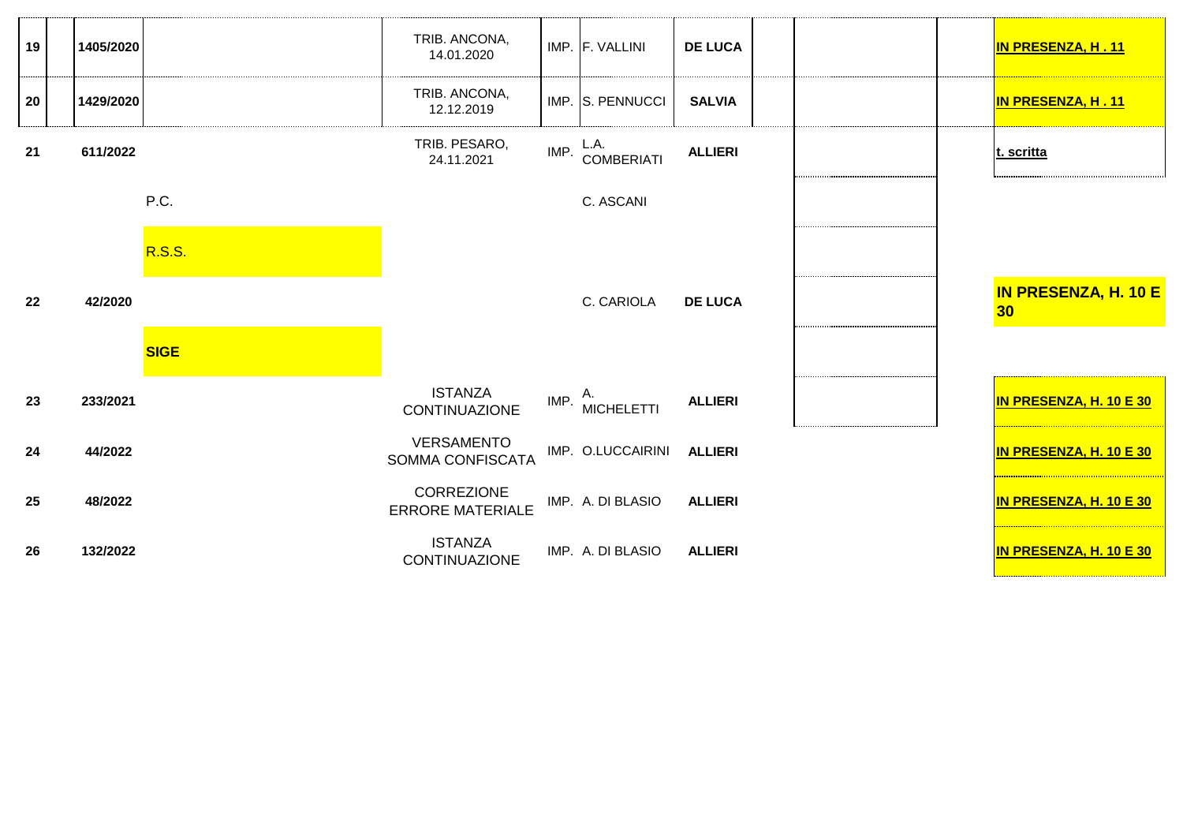| | | | | | | | | | | |
|---|---|---|---|---|---|---|---|---|---|---|
| 19 | | 1405/2020 | | TRIB. ANCONA, 14.01.2020 | IMP. | F. VALLINI | DE LUCA | | | IN PRESENZA, H . 11 |
| 20 | | 1429/2020 | | TRIB. ANCONA, 12.12.2019 | IMP. | S. PENNUCCI | SALVIA | | | IN PRESENZA, H . 11 |
| 21 | | 611/2022 | | TRIB. PESARO, 24.11.2021 | IMP. | L.A. COMBERIATI | ALLIERI | | | t. scritta |
| | | | P.C. | | | C. ASCANI | | | | |
| | | | R.S.S. | | | | | | | |
| 22 | | 42/2020 | | | | C. CARIOLA | DE LUCA | | | IN PRESENZA, H. 10 E 30 |
| | | | SIGE | | | | | | | |
| 23 | | 233/2021 | | ISTANZA CONTINUAZIONE | IMP. | A. MICHELETTI | ALLIERI | | | IN PRESENZA, H. 10 E 30 |
| 24 | | 44/2022 | | VERSAMENTO SOMMA CONFISCATA | IMP. | O.LUCCAIRINI | ALLIERI | | | IN PRESENZA, H. 10 E 30 |
| 25 | | 48/2022 | | CORREZIONE ERRORE MATERIALE | IMP. | A. DI BLASIO | ALLIERI | | | IN PRESENZA, H. 10 E 30 |
| 26 | | 132/2022 | | ISTANZA CONTINUAZIONE | IMP. | A. DI BLASIO | ALLIERI | | | IN PRESENZA, H. 10 E 30 |